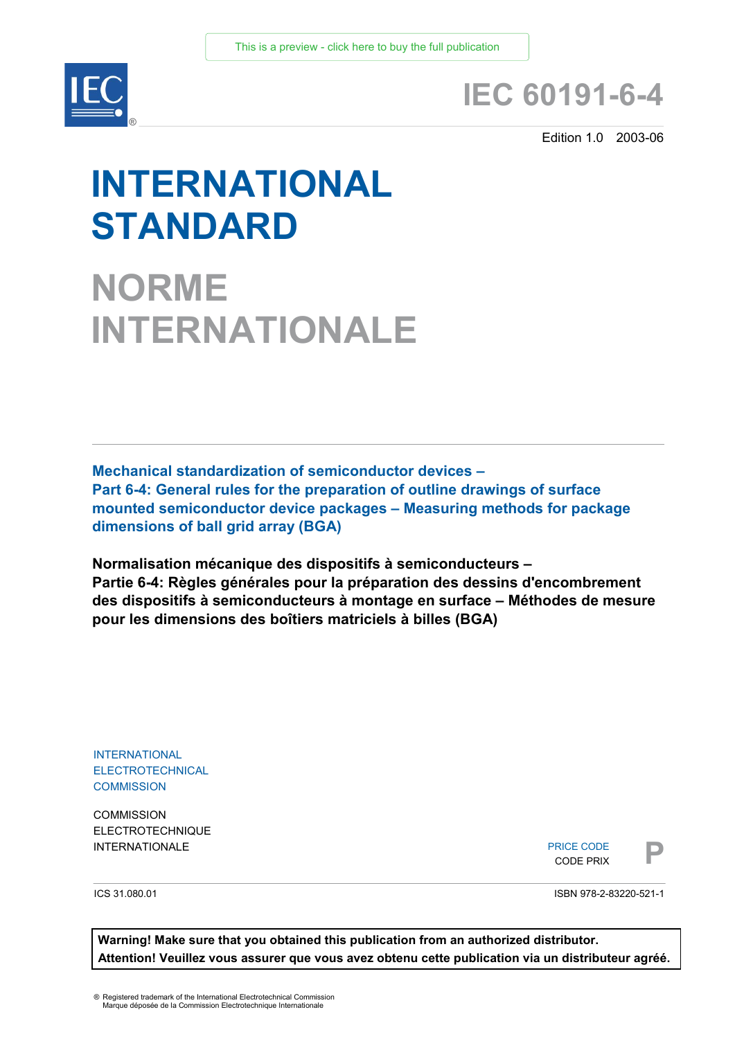This is a preview - click here to buy the full publication

# IEC 60191-6-4

Edition 1.0 2003-06

# INTERNATIONAL STANDARD

# NORME INTERNATIONALE

**Mechanical standardization of semiconductor devices –**
**Part 6-4: General rules for the preparation of outline drawings of surface mounted semiconductor device packages – Measuring methods for package dimensions of ball grid array (BGA)**

**Normalisation mécanique des dispositifs à semiconducteurs –**
**Partie 6-4: Règles générales pour la préparation des dessins d'encombrement des dispositifs à semiconducteurs à montage en surface – Méthodes de mesure pour les dimensions des boîtiers matriciels à billes (BGA)**

INTERNATIONAL ELECTROTECHNICAL COMMISSION

COMMISSION ELECTROTECHNIQUE INTERNATIONALE

PRICE CODE
CODE PRIX **P**

ICS 31.080.01

ISBN 978-2-83220-521-1

**Warning! Make sure that you obtained this publication from an authorized distributor.**
**Attention! Veuillez vous assurer que vous avez obtenu cette publication via un distributeur agréé.**

® Registered trademark of the International Electrotechnical Commission
Marque déposée de la Commission Electrotechnique Internationale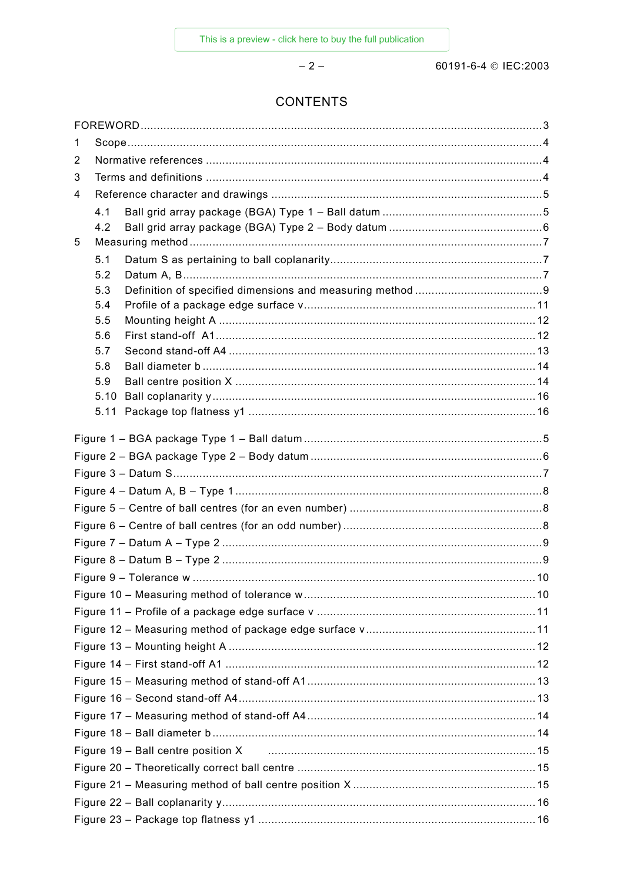# CONTENTS

FOREWORD .......... 3

1 Scope .......... 4

2 Normative references .......... 4

3 Terms and definitions .......... 4

4 Reference character and drawings .......... 5

- 4.1 Ball grid array package (BGA) Type 1 – Ball datum .......... 5
- 4.2 Ball grid array package (BGA) Type 2 – Body datum .......... 6

5 Measuring method .......... 7

- 5.1 Datum S as pertaining to ball coplanarity .......... 7
- 5.2 Datum A, B .......... 7
- 5.3 Definition of specified dimensions and measuring method .......... 9
- 5.4 Profile of a package edge surface v .......... 11
- 5.5 Mounting height A .......... 12
- 5.6 First stand-off A1 .......... 12
- 5.7 Second stand-off A4 .......... 13
- 5.8 Ball diameter b .......... 14
- 5.9 Ball centre position X .......... 14
- 5.10 Ball coplanarity y .......... 16
- 5.11 Package top flatness y1 .......... 16

Figure 1 – BGA package Type 1 – Ball datum .......... 5

Figure 2 – BGA package Type 2 – Body datum .......... 6

Figure 3 – Datum S .......... 7

Figure 4 – Datum A, B – Type 1 .......... 8

Figure 5 – Centre of ball centres (for an even number) .......... 8

Figure 6 – Centre of ball centres (for an odd number) .......... 8

Figure 7 – Datum A – Type 2 .......... 9

Figure 8 – Datum B – Type 2 .......... 9

Figure 9 – Tolerance w .......... 10

Figure 10 – Measuring method of tolerance w .......... 10

Figure 11 – Profile of a package edge surface v .......... 11

Figure 12 – Measuring method of package edge surface v .......... 11

Figure 13 – Mounting height A .......... 12

Figure 14 – First stand-off A1 .......... 12

Figure 15 – Measuring method of stand-off A1 .......... 13

Figure 16 – Second stand-off A4 .......... 13

Figure 17 – Measuring method of stand-off A4 .......... 14

Figure 18 – Ball diameter b .......... 14

Figure 19 – Ball centre position X .......... 15

Figure 20 – Theoretically correct ball centre .......... 15

Figure 21 – Measuring method of ball centre position X .......... 15

Figure 22 – Ball coplanarity y .......... 16

Figure 23 – Package top flatness y1 .......... 16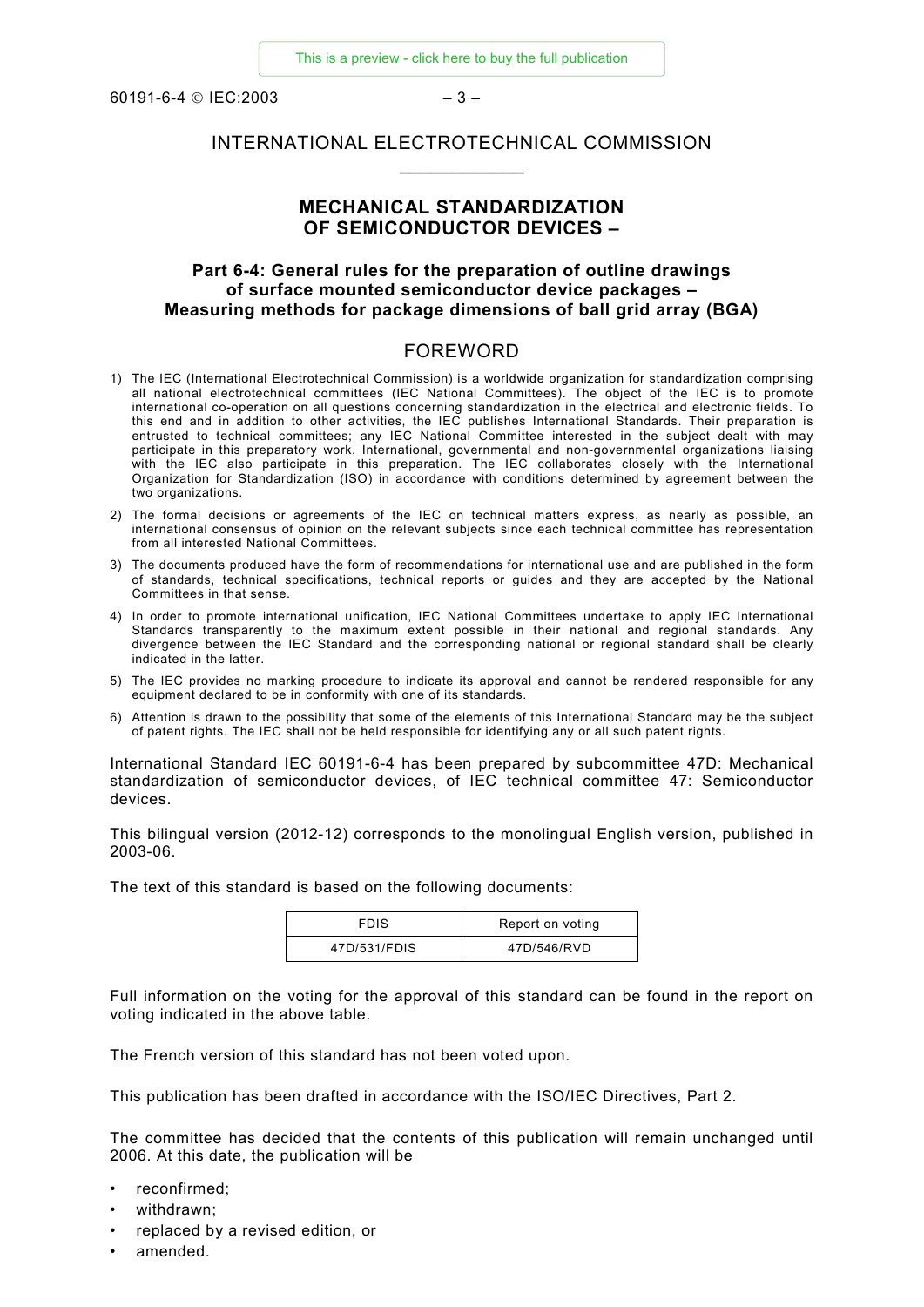# INTERNATIONAL ELECTROTECHNICAL COMMISSION

## MECHANICAL STANDARDIZATION OF SEMICONDUCTOR DEVICES –

### Part 6-4: General rules for the preparation of outline drawings of surface mounted semiconductor device packages – Measuring methods for package dimensions of ball grid array (BGA)

## FOREWORD

1) The IEC (International Electrotechnical Commission) is a worldwide organization for standardization comprising all national electrotechnical committees (IEC National Committees). The object of the IEC is to promote international co-operation on all questions concerning standardization in the electrical and electronic fields. To this end and in addition to other activities, the IEC publishes International Standards. Their preparation is entrusted to technical committees; any IEC National Committee interested in the subject dealt with may participate in this preparatory work. International, governmental and non-governmental organizations liaising with the IEC also participate in this preparation. The IEC collaborates closely with the International Organization for Standardization (ISO) in accordance with conditions determined by agreement between the two organizations.
2) The formal decisions or agreements of the IEC on technical matters express, as nearly as possible, an international consensus of opinion on the relevant subjects since each technical committee has representation from all interested National Committees.
3) The documents produced have the form of recommendations for international use and are published in the form of standards, technical specifications, technical reports or guides and they are accepted by the National Committees in that sense.
4) In order to promote international unification, IEC National Committees undertake to apply IEC International Standards transparently to the maximum extent possible in their national and regional standards. Any divergence between the IEC Standard and the corresponding national or regional standard shall be clearly indicated in the latter.
5) The IEC provides no marking procedure to indicate its approval and cannot be rendered responsible for any equipment declared to be in conformity with one of its standards.
6) Attention is drawn to the possibility that some of the elements of this International Standard may be the subject of patent rights. The IEC shall not be held responsible for identifying any or all such patent rights.

International Standard IEC 60191-6-4 has been prepared by subcommittee 47D: Mechanical standardization of semiconductor devices, of IEC technical committee 47: Semiconductor devices.

This bilingual version (2012-12) corresponds to the monolingual English version, published in 2003-06.

The text of this standard is based on the following documents:

| FDIS | Report on voting |
|---|---|
| 47D/531/FDIS | 47D/546/RVD |

Full information on the voting for the approval of this standard can be found in the report on voting indicated in the above table.

The French version of this standard has not been voted upon.

This publication has been drafted in accordance with the ISO/IEC Directives, Part 2.

The committee has decided that the contents of this publication will remain unchanged until 2006. At this date, the publication will be

- reconfirmed;
- withdrawn;
- replaced by a revised edition, or
- amended.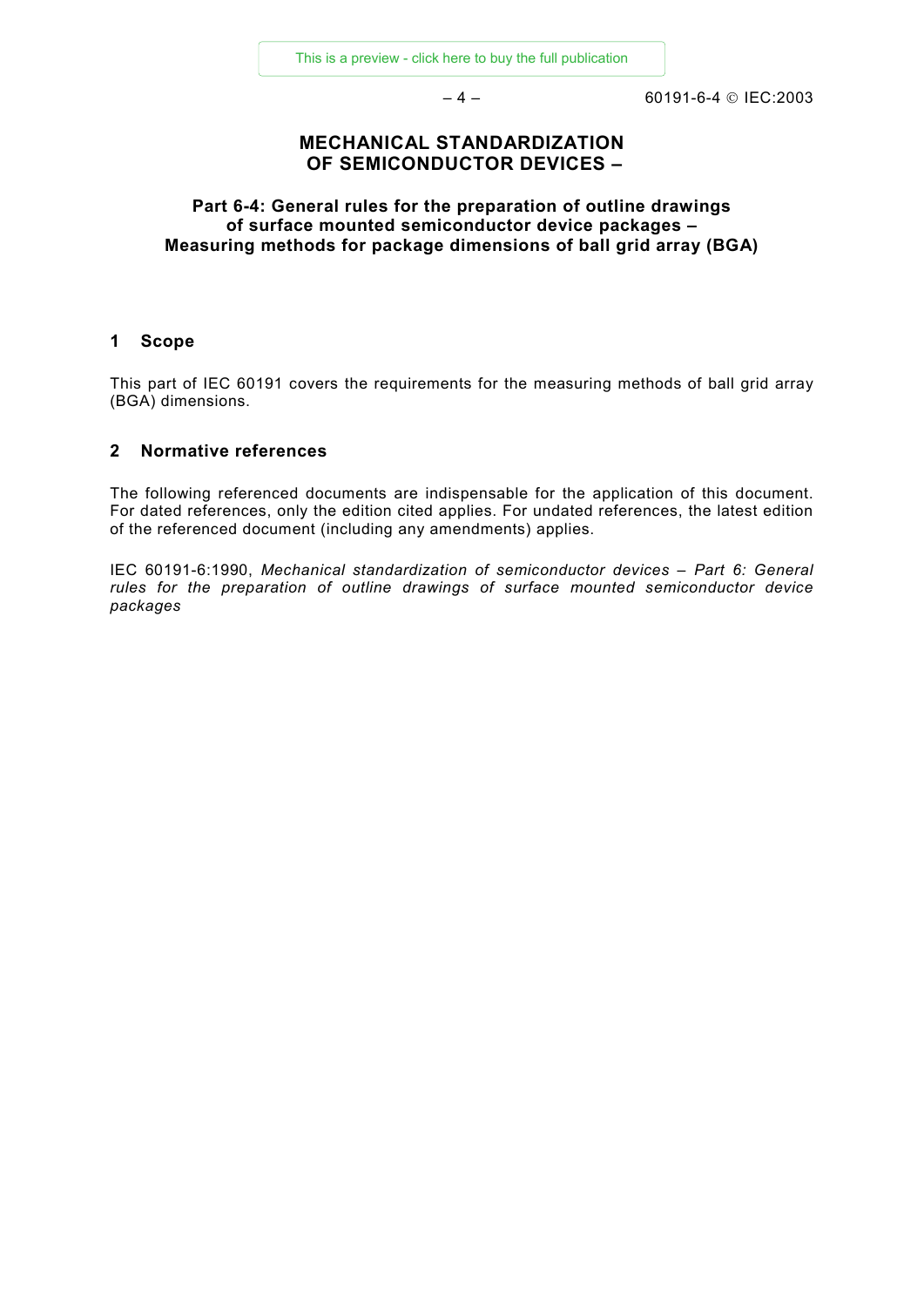# MECHANICAL STANDARDIZATION OF SEMICONDUCTOR DEVICES –

## Part 6-4: General rules for the preparation of outline drawings of surface mounted semiconductor device packages – Measuring methods for package dimensions of ball grid array (BGA)

## 1 Scope

This part of IEC 60191 covers the requirements for the measuring methods of ball grid array (BGA) dimensions.

## 2 Normative references

The following referenced documents are indispensable for the application of this document. For dated references, only the edition cited applies. For undated references, the latest edition of the referenced document (including any amendments) applies.

IEC 60191-6:1990, *Mechanical standardization of semiconductor devices – Part 6: General rules for the preparation of outline drawings of surface mounted semiconductor device packages*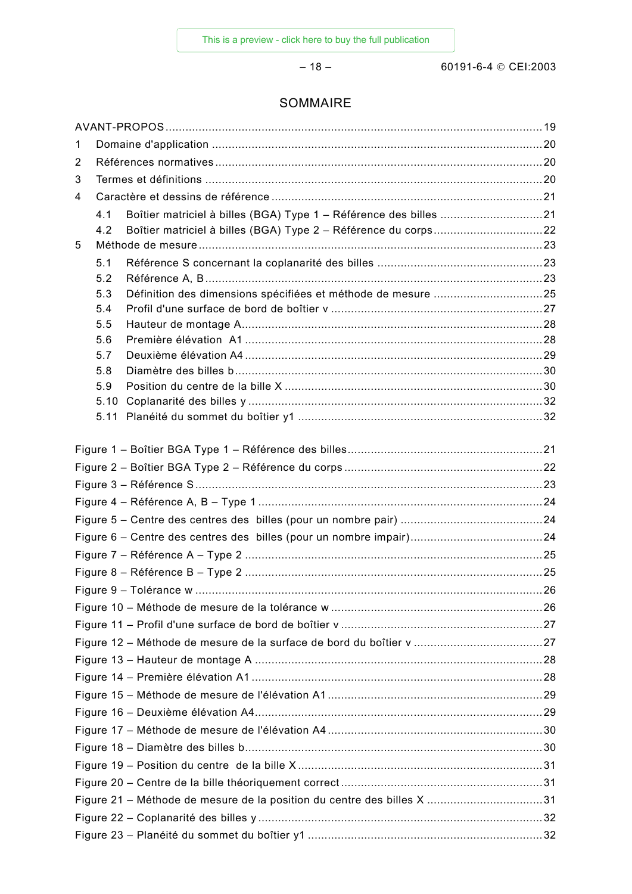# SOMMAIRE

AVANT-PROPOS ....................................................................................................................19

1 Domaine d'application ....................................................................................................20

2 Références normatives ....................................................................................................20

3 Termes et définitions ......................................................................................................20

4 Caractère et dessins de référence ..................................................................................21

 4.1 Boîtier matriciel à billes (BGA) Type 1 – Référence des billes ...............................21

 4.2 Boîtier matriciel à billes (BGA) Type 2 – Référence du corps.................................22

5 Méthode de mesure ........................................................................................................23

 5.1 Référence S concernant la coplanarité des billes ..................................................23

 5.2 Référence A, B .....................................................................................................23

 5.3 Définition des dimensions spécifiées et méthode de mesure .................................25

 5.4 Profil d'une surface de bord de boîtier v ................................................................27

 5.5 Hauteur de montage A...........................................................................................28

 5.6 Première élévation A1 ..........................................................................................28

 5.7 Deuxième élévation A4 ..........................................................................................29

 5.8 Diamètre des billes b.............................................................................................30

 5.9 Position du centre de la bille X ..............................................................................30

 5.10 Coplanarité des billes y ........................................................................................32

 5.11 Planéité du sommet du boîtier y1 ..........................................................................32

Figure 1 – Boîtier BGA Type 1 – Référence des billes...........................................................21

Figure 2 – Boîtier BGA Type 2 – Référence du corps ............................................................22

Figure 3 – Référence S.........................................................................................................23

Figure 4 – Référence A, B – Type 1 ......................................................................................24

Figure 5 – Centre des centres des billes (pour un nombre pair) ...........................................24

Figure 6 – Centre des centres des billes (pour un nombre impair)........................................24

Figure 7 – Référence A – Type 2 ..........................................................................................25

Figure 8 – Référence B – Type 2 ..........................................................................................25

Figure 9 – Tolérance w .........................................................................................................26

Figure 10 – Méthode de mesure de la tolérance w ................................................................26

Figure 11 – Profil d'une surface de bord de boîtier v .............................................................27

Figure 12 – Méthode de mesure de la surface de bord du boîtier v .......................................27

Figure 13 – Hauteur de montage A .......................................................................................28

Figure 14 – Première élévation A1 ........................................................................................28

Figure 15 – Méthode de mesure de l'élévation A1 .................................................................29

Figure 16 – Deuxième élévation A4.......................................................................................29

Figure 17 – Méthode de mesure de l'élévation A4 .................................................................30

Figure 18 – Diamètre des billes b..........................................................................................30

Figure 19 – Position du centre de la bille X ..........................................................................31

Figure 20 – Centre de la bille théoriquement correct .............................................................31

Figure 21 – Méthode de mesure de la position du centre des billes X ...................................31

Figure 22 – Coplanarité des billes y ......................................................................................32

Figure 23 – Planéité du sommet du boîtier y1 .......................................................................32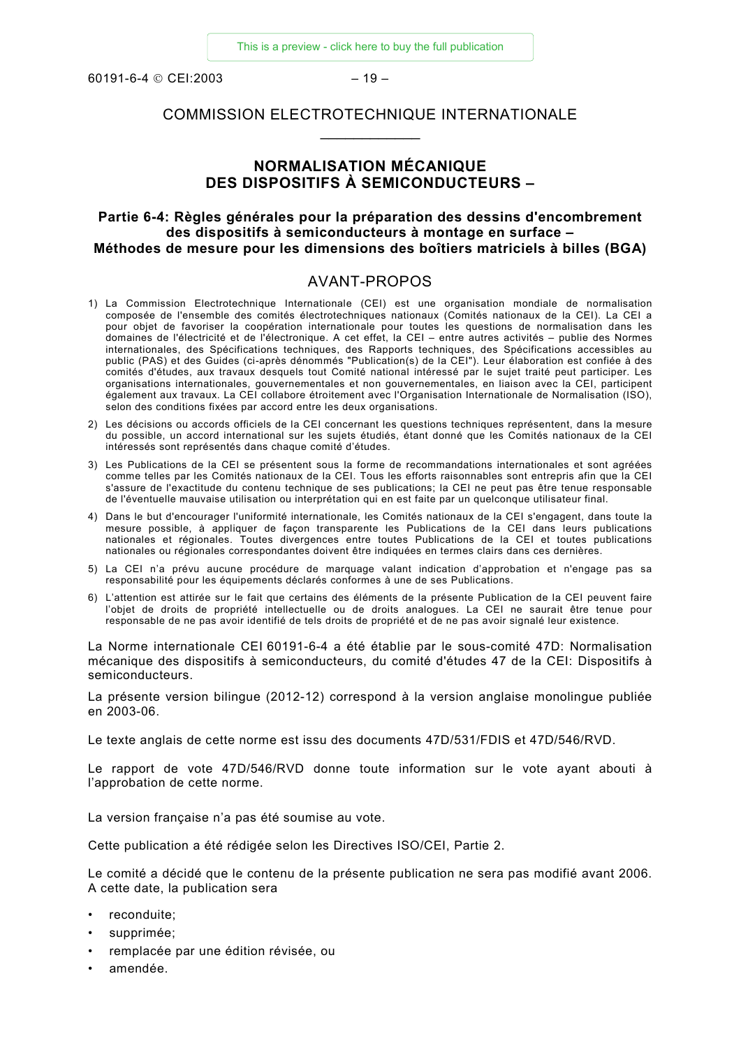COMMISSION ELECTROTECHNIQUE INTERNATIONALE

___________

# NORMALISATION MÉCANIQUE DES DISPOSITIFS À SEMICONDUCTEURS –

## Partie 6-4: Règles générales pour la préparation des dessins d'encombrement des dispositifs à semiconducteurs à montage en surface – Méthodes de mesure pour les dimensions des boîtiers matriciels à billes (BGA)

## AVANT-PROPOS

1) La Commission Electrotechnique Internationale (CEI) est une organisation mondiale de normalisation composée de l'ensemble des comités électrotechniques nationaux (Comités nationaux de la CEI). La CEI a pour objet de favoriser la coopération internationale pour toutes les questions de normalisation dans les domaines de l'électricité et de l'électronique. A cet effet, la CEI – entre autres activités – publie des Normes internationales, des Spécifications techniques, des Rapports techniques, des Spécifications accessibles au public (PAS) et des Guides (ci-après dénommés "Publication(s) de la CEI"). Leur élaboration est confiée à des comités d'études, aux travaux desquels tout Comité national intéressé par le sujet traité peut participer. Les organisations internationales, gouvernementales et non gouvernementales, en liaison avec la CEI, participent également aux travaux. La CEI collabore étroitement avec l'Organisation Internationale de Normalisation (ISO), selon des conditions fixées par accord entre les deux organisations.
2) Les décisions ou accords officiels de la CEI concernant les questions techniques représentent, dans la mesure du possible, un accord international sur les sujets étudiés, étant donné que les Comités nationaux de la CEI intéressés sont représentés dans chaque comité d'études.
3) Les Publications de la CEI se présentent sous la forme de recommandations internationales et sont agréées comme telles par les Comités nationaux de la CEI. Tous les efforts raisonnables sont entrepris afin que la CEI s'assure de l'exactitude du contenu technique de ses publications; la CEI ne peut pas être tenue responsable de l'éventuelle mauvaise utilisation ou interprétation qui en est faite par un quelconque utilisateur final.
4) Dans le but d'encourager l'uniformité internationale, les Comités nationaux de la CEI s'engagent, dans toute la mesure possible, à appliquer de façon transparente les Publications de la CEI dans leurs publications nationales et régionales. Toutes divergences entre toutes Publications de la CEI et toutes publications nationales ou régionales correspondantes doivent être indiquées en termes clairs dans ces dernières.
5) La CEI n'a prévu aucune procédure de marquage valant indication d'approbation et n'engage pas sa responsabilité pour les équipements déclarés conformes à une de ses Publications.
6) L'attention est attirée sur le fait que certains des éléments de la présente Publication de la CEI peuvent faire l'objet de droits de propriété intellectuelle ou de droits analogues. La CEI ne saurait être tenue pour responsable de ne pas avoir identifié de tels droits de propriété et de ne pas avoir signalé leur existence.

La Norme internationale CEI 60191-6-4 a été établie par le sous-comité 47D: Normalisation mécanique des dispositifs à semiconducteurs, du comité d'études 47 de la CEI: Dispositifs à semiconducteurs.

La présente version bilingue (2012-12) correspond à la version anglaise monolingue publiée en 2003-06.

Le texte anglais de cette norme est issu des documents 47D/531/FDIS et 47D/546/RVD.

Le rapport de vote 47D/546/RVD donne toute information sur le vote ayant abouti à l'approbation de cette norme.

La version française n'a pas été soumise au vote.

Cette publication a été rédigée selon les Directives ISO/CEI, Partie 2.

Le comité a décidé que le contenu de la présente publication ne sera pas modifié avant 2006. A cette date, la publication sera

- reconduite;
- supprimée;
- remplacée par une édition révisée, ou
- amendée.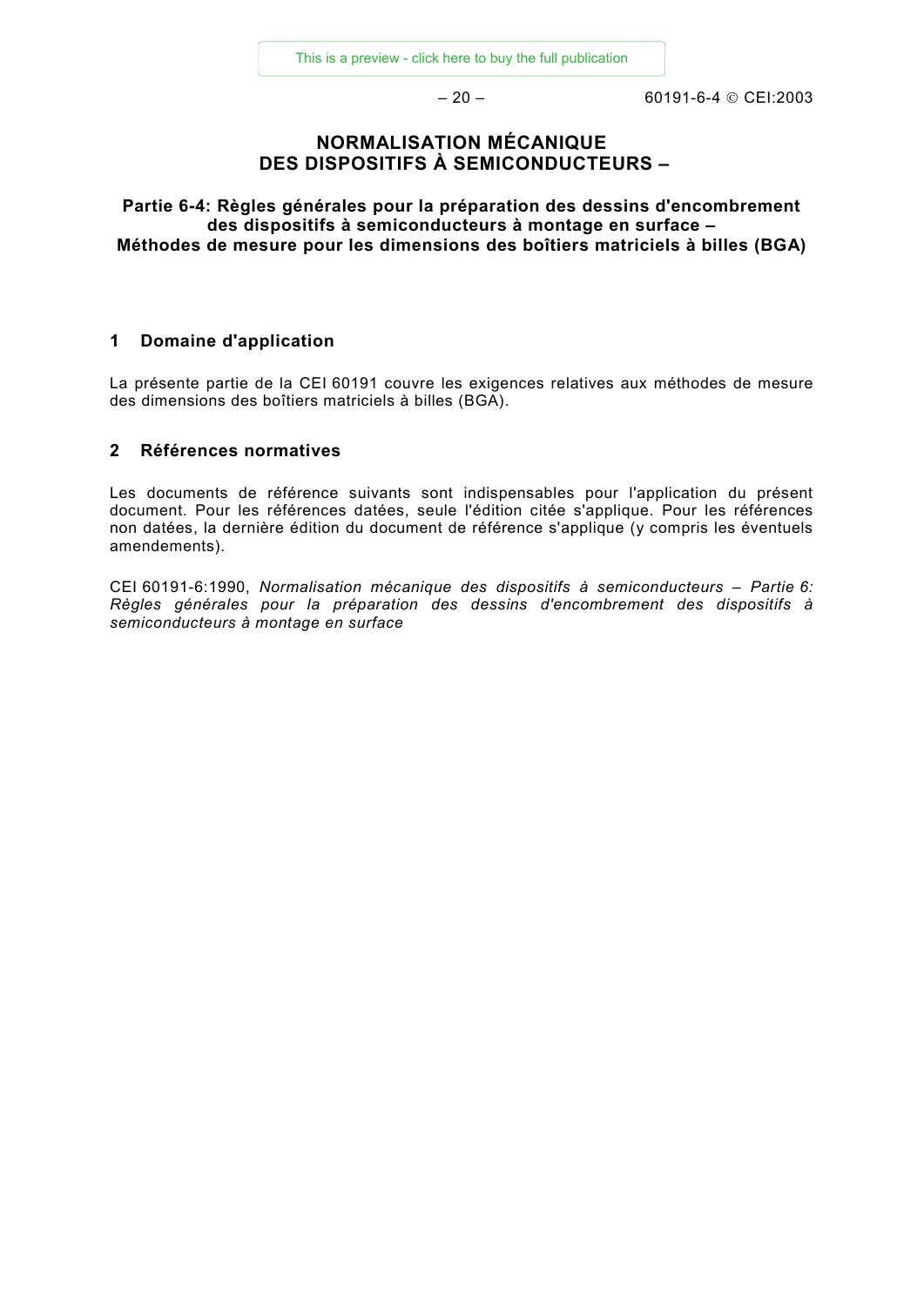# NORMALISATION MÉCANIQUE DES DISPOSITIFS À SEMICONDUCTEURS –

## Partie 6-4: Règles générales pour la préparation des dessins d'encombrement des dispositifs à semiconducteurs à montage en surface – Méthodes de mesure pour les dimensions des boîtiers matriciels à billes (BGA)

## 1 Domaine d'application

La présente partie de la CEI 60191 couvre les exigences relatives aux méthodes de mesure des dimensions des boîtiers matriciels à billes (BGA).

## 2 Références normatives

Les documents de référence suivants sont indispensables pour l'application du présent document. Pour les références datées, seule l'édition citée s'applique. Pour les références non datées, la dernière édition du document de référence s'applique (y compris les éventuels amendements).

CEI 60191-6:1990, *Normalisation mécanique des dispositifs à semiconducteurs – Partie 6: Règles générales pour la préparation des dessins d'encombrement des dispositifs à semiconducteurs à montage en surface*